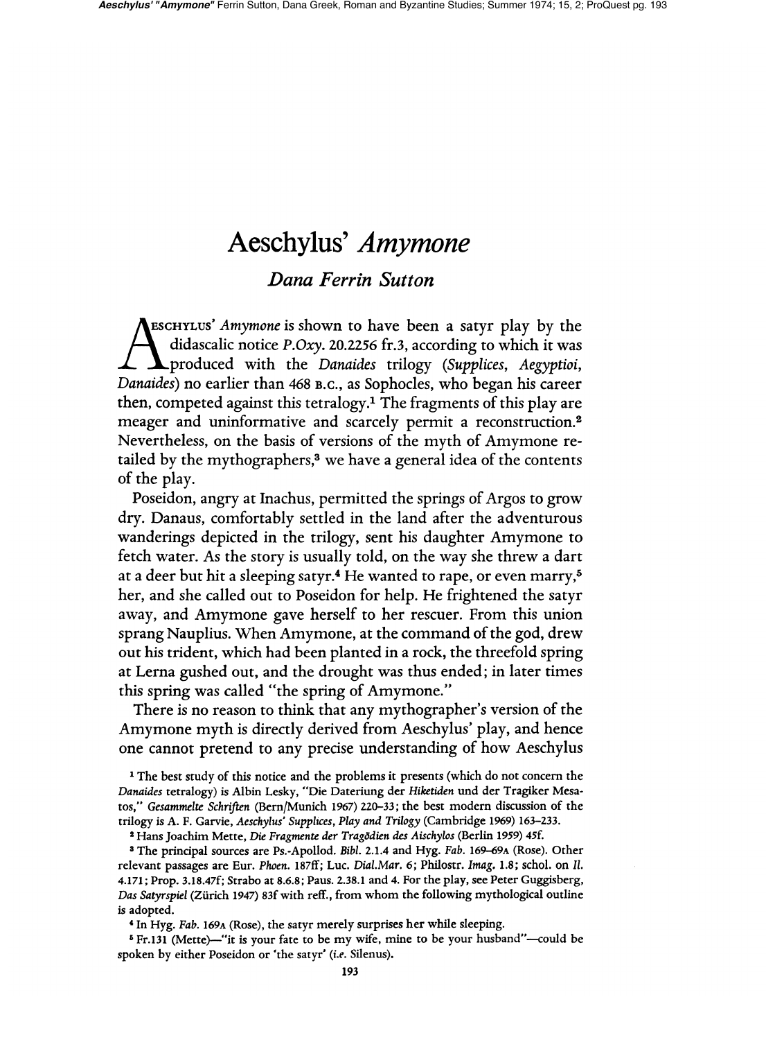# Aeschylus' *Amymone*

## *Dana Ferrin Sutton*

AESCHYLUS' *Amymone* is shown to have been a satyr play by the didascalic notice *P.Oxy.* 20.2256 fr.3, according to which it was produced with the *Danaides* trilogy (*Supplices*, *Aegyptioi*, *Danaides*) no earlier than 468 B.C., as Sophocles, who began his career then, competed against this tetralogy.[1] The fragments of this play are meager and uninformative and scarcely permit a reconstruction.[2] Nevertheless, on the basis of versions of the myth of Amymone retailed by the mythographers,[3] we have a general idea of the contents of the play.

Poseidon, angry at Inachus, permitted the springs of Argos to grow dry. Danaus, comfortably settled in the land after the adventurous wanderings depicted in the trilogy, sent his daughter Amymone to fetch water. As the story is usually told, on the way she threw a dart at a deer but hit a sleeping satyr.[4] He wanted to rape, or even marry,[5] her, and she called out to Poseidon for help. He frightened the satyr away, and Amymone gave herself to her rescuer. From this union sprang Nauplius. When Amymone, at the command of the god, drew out his trident, which had been planted in a rock, the threefold spring at Lerna gushed out, and the drought was thus ended; in later times this spring was called "the spring of Amymone."

There is no reason to think that any mythographer's version of the Amymone myth is directly derived from Aeschylus' play, and hence one cannot pretend to any precise understanding of how Aeschylus

---

[1] The best study of this notice and the problems it presents (which do not concern the *Danaides* tetralogy) is Albin Lesky, "Die Dateriung der *Hiketiden* und der Tragiker Mesatos," *Gesammelte Schriften* (Bern/Munich 1967) 220–33; the best modern discussion of the trilogy is A. F. Garvie, *Aeschylus' Supplices, Play and Trilogy* (Cambridge 1969) 163–233.

[2] Hans Joachim Mette, *Die Fragmente der Tragödien des Aischylos* (Berlin 1959) 45f.

[3] The principal sources are Ps.-Apollod. *Bibl.* 2.1.4 and Hyg. *Fab.* 169–69A (Rose). Other relevant passages are Eur. *Phoen.* 187ff; Luc. *Dial.Mar.* 6; Philostr. *Imag.* 1.8; schol. on *Il.* 4.171; Prop. 3.18.47f; Strabo at 8.6.8; Paus. 2.38.1 and 4. For the play, see Peter Guggisberg, *Das Satyrspiel* (Zürich 1947) 83f with reff., from whom the following mythological outline is adopted.

[4] In Hyg. *Fab.* 169A (Rose), the satyr merely surprises her while sleeping.

[5] Fr.131 (Mette)—"it is your fate to be my wife, mine to be your husband"—could be spoken by either Poseidon or 'the satyr' (*i.e.* Silenus).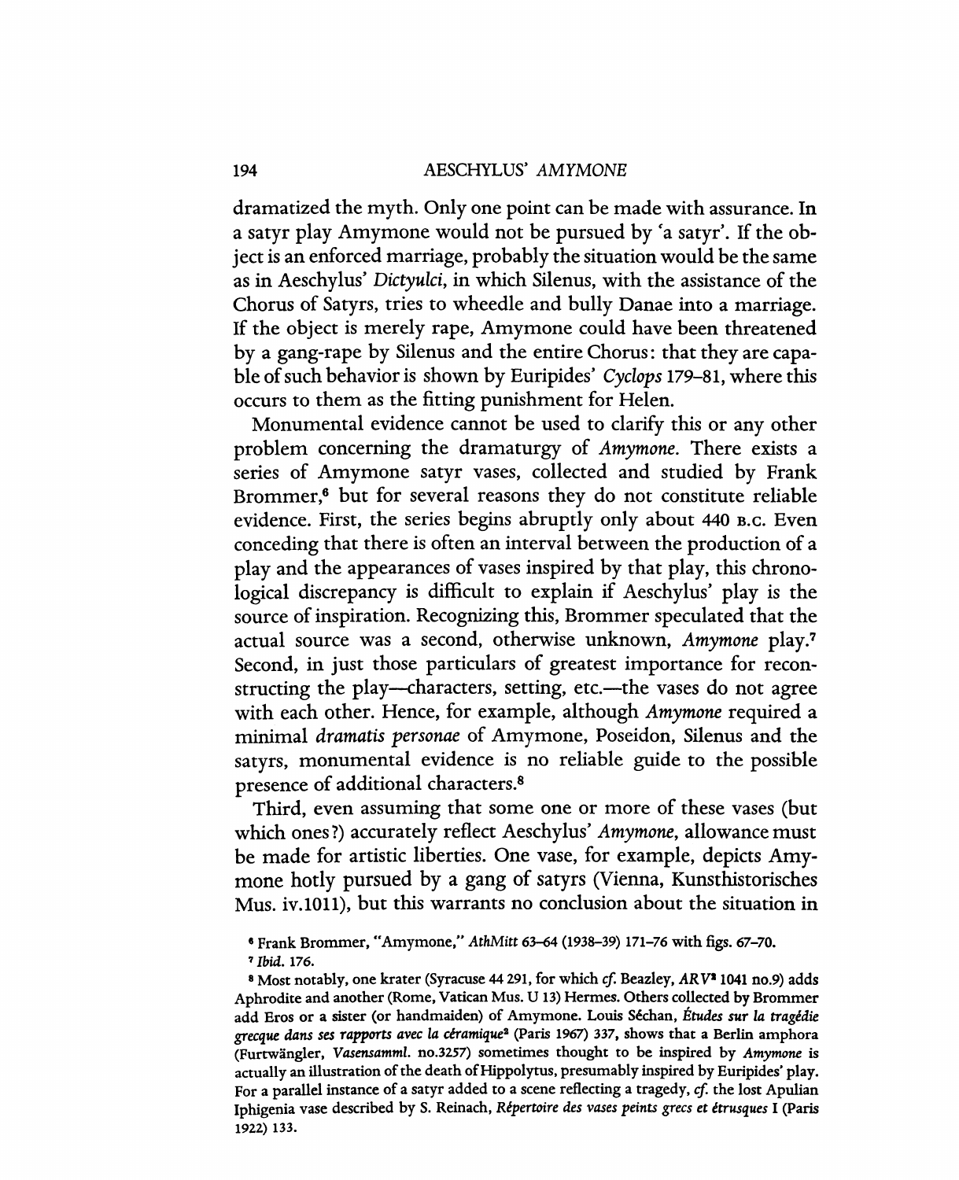dramatized the myth. Only one point can be made with assurance. In a satyr play Amymone would not be pursued by 'a satyr'. If the object is an enforced marriage, probably the situation would be the same as in Aeschylus' *Dictyulci*, in which Silenus, with the assistance of the Chorus of Satyrs, tries to wheedle and bully Danae into a marriage. If the object is merely rape, Amymone could have been threatened by a gang-rape by Silenus and the entire Chorus: that they are capable of such behavior is shown by Euripides' *Cyclops* 179–81, where this occurs to them as the fitting punishment for Helen.

Monumental evidence cannot be used to clarify this or any other problem concerning the dramaturgy of *Amymone*. There exists a series of Amymone satyr vases, collected and studied by Frank Brommer,[6] but for several reasons they do not constitute reliable evidence. First, the series begins abruptly only about 440 B.C. Even conceding that there is often an interval between the production of a play and the appearances of vases inspired by that play, this chronological discrepancy is difficult to explain if Aeschylus' play is the source of inspiration. Recognizing this, Brommer speculated that the actual source was a second, otherwise unknown, *Amymone* play.[7] Second, in just those particulars of greatest importance for reconstructing the play—characters, setting, etc.—the vases do not agree with each other. Hence, for example, although *Amymone* required a minimal *dramatis personae* of Amymone, Poseidon, Silenus and the satyrs, monumental evidence is no reliable guide to the possible presence of additional characters.[8]

Third, even assuming that some one or more of these vases (but which ones?) accurately reflect Aeschylus' *Amymone*, allowance must be made for artistic liberties. One vase, for example, depicts Amymone hotly pursued by a gang of satyrs (Vienna, Kunsthistorisches Mus. iv.1011), but this warrants no conclusion about the situation in

[6] Frank Brommer, "Amymone," *AthMitt* 63–64 (1938–39) 171–76 with figs. 67–70.

[7] *Ibid.* 176.

[8] Most notably, one krater (Syracuse 44 291, for which *cf.* Beazley, *ARV*[2] 1041 no.9) adds Aphrodite and another (Rome, Vatican Mus. U 13) Hermes. Others collected by Brommer add Eros or a sister (or handmaiden) of Amymone. Louis Séchan, *Études sur la tragédie grecque dans ses rapports avec la céramique*[2] (Paris 1967) 337, shows that a Berlin amphora (Furtwängler, *Vasensamml.* no.3257) sometimes thought to be inspired by *Amymone* is actually an illustration of the death of Hippolytus, presumably inspired by Euripides' play. For a parallel instance of a satyr added to a scene reflecting a tragedy, *cf.* the lost Apulian Iphigenia vase described by S. Reinach, *Répertoire des vases peints grecs et étrusques* I (Paris 1922) 133.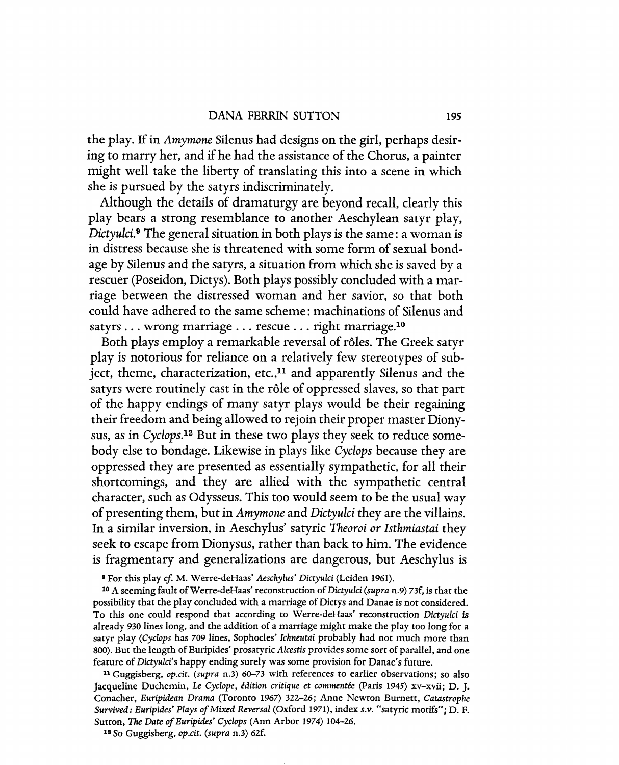the play. If in *Amymone* Silenus had designs on the girl, perhaps desiring to marry her, and if he had the assistance of the Chorus, a painter might well take the liberty of translating this into a scene in which she is pursued by the satyrs indiscriminately.

Although the details of dramaturgy are beyond recall, clearly this play bears a strong resemblance to another Aeschylean satyr play, *Dictyulci*.[9] The general situation in both plays is the same: a woman is in distress because she is threatened with some form of sexual bondage by Silenus and the satyrs, a situation from which she is saved by a rescuer (Poseidon, Dictys). Both plays possibly concluded with a marriage between the distressed woman and her savior, so that both could have adhered to the same scheme: machinations of Silenus and satyrs . . . wrong marriage . . . rescue . . . right marriage.[10]

Both plays employ a remarkable reversal of rôles. The Greek satyr play is notorious for reliance on a relatively few stereotypes of subject, theme, characterization, etc.,[11] and apparently Silenus and the satyrs were routinely cast in the rôle of oppressed slaves, so that part of the happy endings of many satyr plays would be their regaining their freedom and being allowed to rejoin their proper master Dionysus, as in *Cyclops*.[12] But in these two plays they seek to reduce somebody else to bondage. Likewise in plays like *Cyclops* because they are oppressed they are presented as essentially sympathetic, for all their shortcomings, and they are allied with the sympathetic central character, such as Odysseus. This too would seem to be the usual way of presenting them, but in *Amymone* and *Dictyulci* they are the villains. In a similar inversion, in Aeschylus' satyric *Theoroi or Isthmiastai* they seek to escape from Dionysus, rather than back to him. The evidence is fragmentary and generalizations are dangerous, but Aeschylus is

[9] For this play *cf.* M. Werre-deHaas' *Aeschylus' Dictyulci* (Leiden 1961).

[10] A seeming fault of Werre-deHaas' reconstruction of *Dictyulci* (*supra* n.9) 73f, is that the possibility that the play concluded with a marriage of Dictys and Danae is not considered. To this one could respond that according to Werre-deHaas' reconstruction *Dictyulci* is already 930 lines long, and the addition of a marriage might make the play too long for a satyr play (*Cyclops* has 709 lines, Sophocles' *Ichneutai* probably had not much more than 800). But the length of Euripides' prosatyric *Alcestis* provides some sort of parallel, and one feature of *Dictyulci*'s happy ending surely was some provision for Danae's future.

[11] Guggisberg, *op.cit.* (*supra* n.3) 60–73 with references to earlier observations; so also Jacqueline Duchemin, *Le Cyclope, édition critique et commentée* (Paris 1945) xv–xvii; D. J. Conacher, *Euripidean Drama* (Toronto 1967) 322–26; Anne Newton Burnett, *Catastrophe Survived: Euripides' Plays of Mixed Reversal* (Oxford 1971), index *s.v.* "satyric motifs"; D. F. Sutton, *The Date of Euripides' Cyclops* (Ann Arbor 1974) 104–26.

[12] So Guggisberg, *op.cit.* (*supra* n.3) 62f.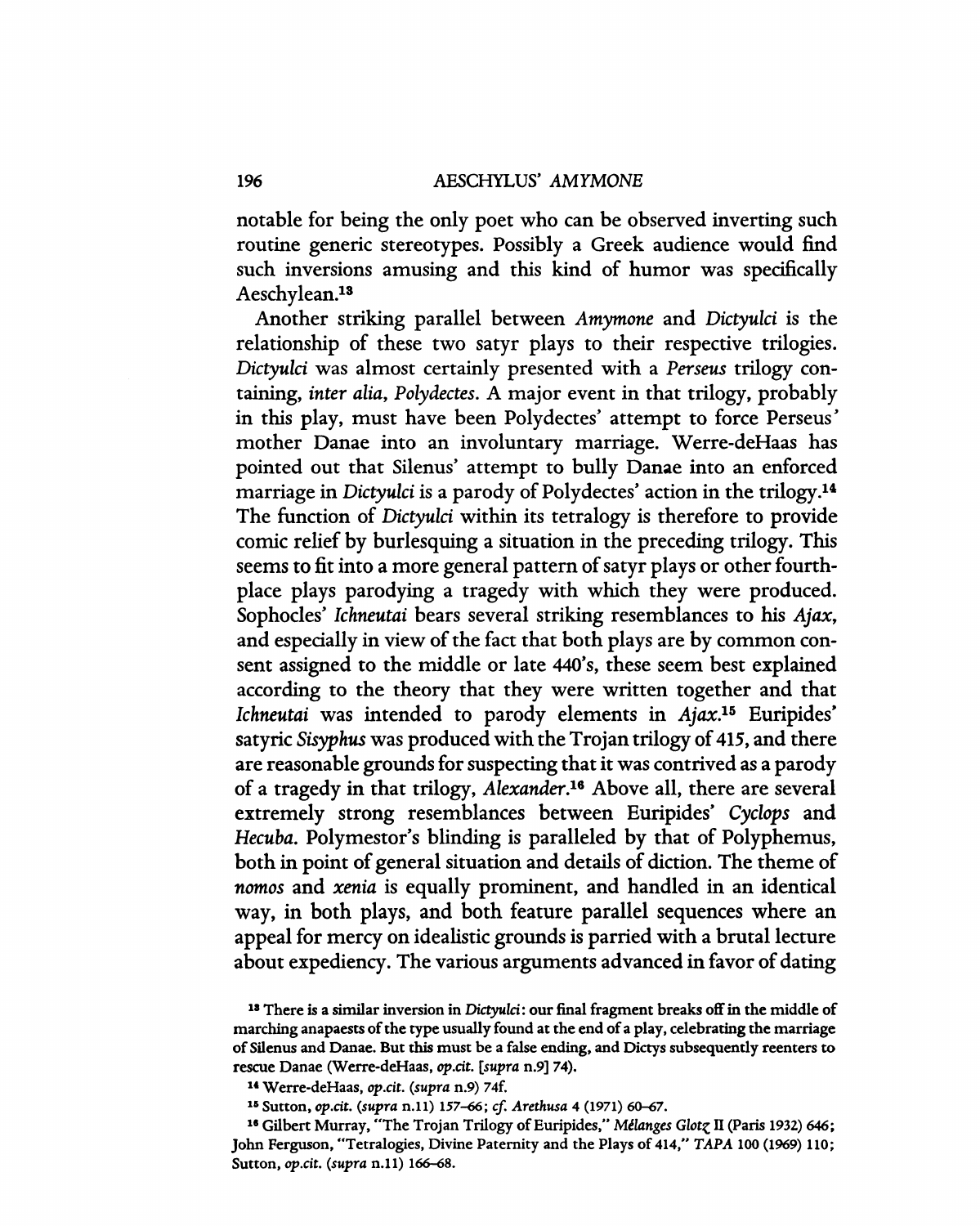notable for being the only poet who can be observed inverting such routine generic stereotypes. Possibly a Greek audience would find such inversions amusing and this kind of humor was specifically Aeschylean.[13]

Another striking parallel between *Amymone* and *Dictyulci* is the relationship of these two satyr plays to their respective trilogies. *Dictyulci* was almost certainly presented with a *Perseus* trilogy containing, *inter alia*, *Polydectes*. A major event in that trilogy, probably in this play, must have been Polydectes' attempt to force Perseus' mother Danae into an involuntary marriage. Werre-deHaas has pointed out that Silenus' attempt to bully Danae into an enforced marriage in *Dictyulci* is a parody of Polydectes' action in the trilogy.[14] The function of *Dictyulci* within its tetralogy is therefore to provide comic relief by burlesquing a situation in the preceding trilogy. This seems to fit into a more general pattern of satyr plays or other fourth-place plays parodying a tragedy with which they were produced. Sophocles' *Ichneutai* bears several striking resemblances to his *Ajax*, and especially in view of the fact that both plays are by common consent assigned to the middle or late 440's, these seem best explained according to the theory that they were written together and that *Ichneutai* was intended to parody elements in *Ajax*.[15] Euripides' satyric *Sisyphus* was produced with the Trojan trilogy of 415, and there are reasonable grounds for suspecting that it was contrived as a parody of a tragedy in that trilogy, *Alexander*.[16] Above all, there are several extremely strong resemblances between Euripides' *Cyclops* and *Hecuba*. Polymestor's blinding is paralleled by that of Polyphemus, both in point of general situation and details of diction. The theme of *nomos* and *xenia* is equally prominent, and handled in an identical way, in both plays, and both feature parallel sequences where an appeal for mercy on idealistic grounds is parried with a brutal lecture about expediency. The various arguments advanced in favor of dating

[13] There is a similar inversion in *Dictyulci*: our final fragment breaks off in the middle of marching anapaests of the type usually found at the end of a play, celebrating the marriage of Silenus and Danae. But this must be a false ending, and Dictys subsequently reenters to rescue Danae (Werre-deHaas, *op.cit.* [*supra* n.9] 74).

[14] Werre-deHaas, *op.cit.* (*supra* n.9) 74f.

[15] Sutton, *op.cit.* (*supra* n.11) 157–66; *cf. Arethusa* 4 (1971) 60–67.

[16] Gilbert Murray, "The Trojan Trilogy of Euripides," *Mélanges Glotz* II (Paris 1932) 646; John Ferguson, "Tetralogies, Divine Paternity and the Plays of 414," *TAPA* 100 (1969) 110; Sutton, *op.cit.* (*supra* n.11) 166–68.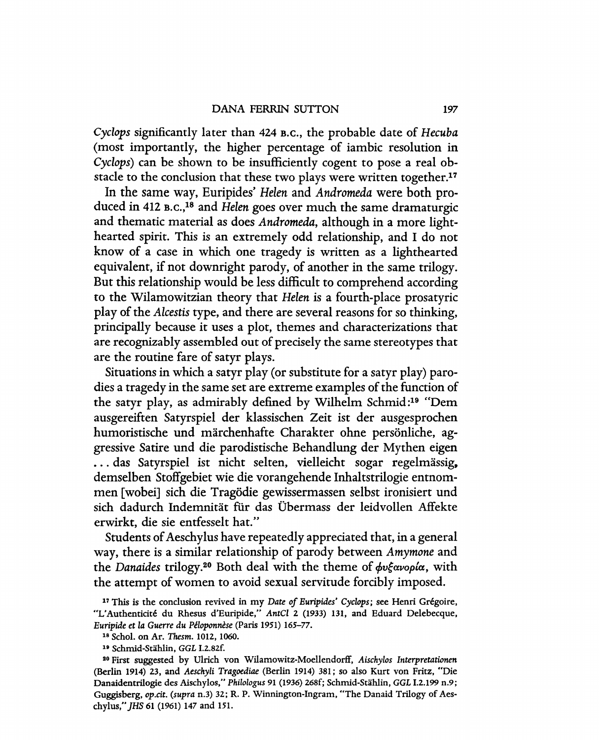*Cyclops* significantly later than 424 B.C., the probable date of *Hecuba* (most importantly, the higher percentage of iambic resolution in *Cyclops*) can be shown to be insufficiently cogent to pose a real obstacle to the conclusion that these two plays were written together.[17]

In the same way, Euripides' *Helen* and *Andromeda* were both produced in 412 B.C.,[18] and *Helen* goes over much the same dramaturgic and thematic material as does *Andromeda*, although in a more lighthearted spirit. This is an extremely odd relationship, and I do not know of a case in which one tragedy is written as a lighthearted equivalent, if not downright parody, of another in the same trilogy. But this relationship would be less difficult to comprehend according to the Wilamowitzian theory that *Helen* is a fourth-place prosatyric play of the *Alcestis* type, and there are several reasons for so thinking, principally because it uses a plot, themes and characterizations that are recognizably assembled out of precisely the same stereotypes that are the routine fare of satyr plays.

Situations in which a satyr play (or substitute for a satyr play) parodies a tragedy in the same set are extreme examples of the function of the satyr play, as admirably defined by Wilhelm Schmid:[19] "Dem ausgereiften Satyrspiel der klassischen Zeit ist der ausgesprochen humoristische und märchenhafte Charakter ohne persönliche, aggressive Satire und die parodistische Behandlung der Mythen eigen ... das Satyrspiel ist nicht selten, vielleicht sogar regelmässig, demselben Stoffgebiet wie die vorangehende Inhaltstrilogie entnommen [wobei] sich die Tragödie gewissermassen selbst ironisiert und sich dadurch Indemnität für das Übermass der leidvollen Affekte erwirkt, die sie entfesselt hat."

Students of Aeschylus have repeatedly appreciated that, in a general way, there is a similar relationship of parody between *Amymone* and the *Danaides* trilogy.[20] Both deal with the theme of φυξανορία, with the attempt of women to avoid sexual servitude forcibly imposed.

[17] This is the conclusion revived in my *Date of Euripides' Cyclops*; see Henri Grégoire, "L'Authenticité du Rhesus d'Euripide," *AntCl* 2 (1933) 131, and Eduard Delebecque, *Euripide et la Guerre du Péloponnèse* (Paris 1951) 165–77.

[18] Schol. on Ar. *Thesm.* 1012, 1060.

[19] Schmid-Stählin, *GGL* I.2.82f.

[20] First suggested by Ulrich von Wilamowitz-Moellendorff, *Aischylos Interpretationen* (Berlin 1914) 23, and *Aeschyli Tragoediae* (Berlin 1914) 381; so also Kurt von Fritz, "Die Danaidentrilogie des Aischylos," *Philologus* 91 (1936) 268f; Schmid-Stählin, *GGL* I.2.199 n.9; Guggisberg, *op.cit.* (*supra* n.3) 32; R. P. Winnington-Ingram, "The Danaid Trilogy of Aeschylus," *JHS* 61 (1961) 147 and 151.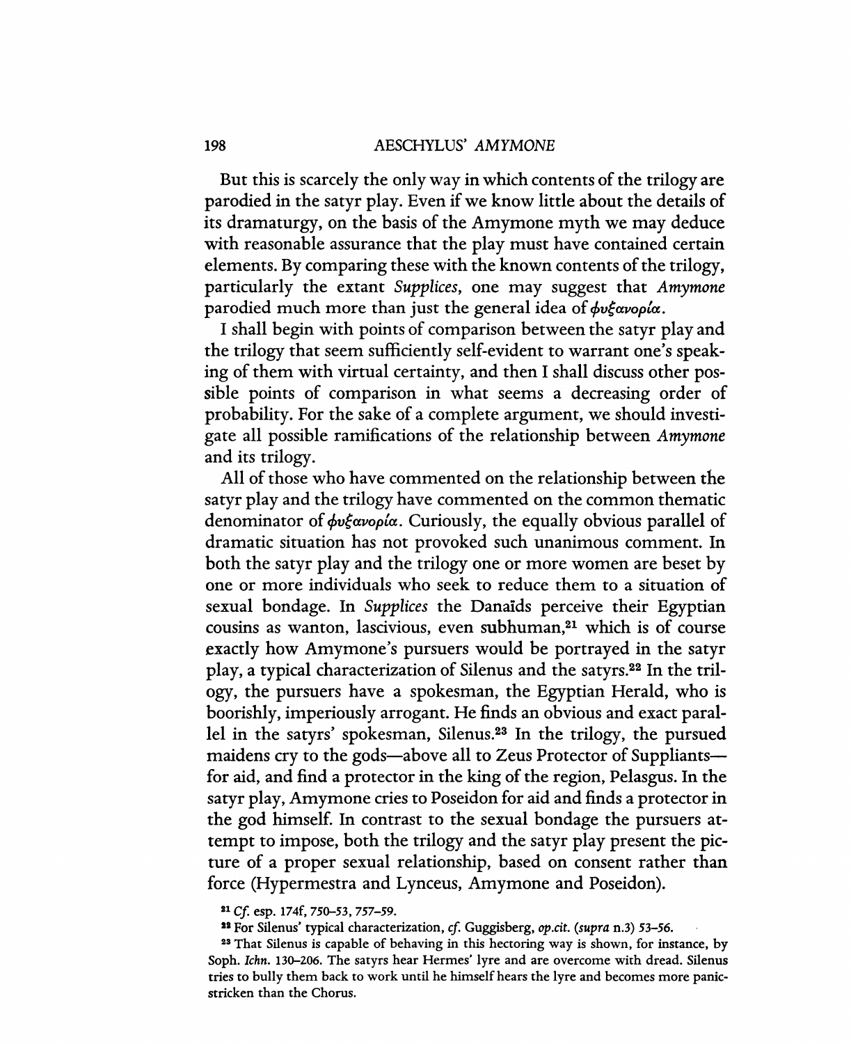But this is scarcely the only way in which contents of the trilogy are parodied in the satyr play. Even if we know little about the details of its dramaturgy, on the basis of the Amymone myth we may deduce with reasonable assurance that the play must have contained certain elements. By comparing these with the known contents of the trilogy, particularly the extant *Supplices*, one may suggest that *Amymone* parodied much more than just the general idea of φυξανορία.

I shall begin with points of comparison between the satyr play and the trilogy that seem sufficiently self-evident to warrant one's speaking of them with virtual certainty, and then I shall discuss other possible points of comparison in what seems a decreasing order of probability. For the sake of a complete argument, we should investigate all possible ramifications of the relationship between *Amymone* and its trilogy.

All of those who have commented on the relationship between the satyr play and the trilogy have commented on the common thematic denominator of φυξανορία. Curiously, the equally obvious parallel of dramatic situation has not provoked such unanimous comment. In both the satyr play and the trilogy one or more women are beset by one or more individuals who seek to reduce them to a situation of sexual bondage. In *Supplices* the Danaïds perceive their Egyptian cousins as wanton, lascivious, even subhuman,[21] which is of course exactly how Amymone's pursuers would be portrayed in the satyr play, a typical characterization of Silenus and the satyrs.[22] In the trilogy, the pursuers have a spokesman, the Egyptian Herald, who is boorishly, imperiously arrogant. He finds an obvious and exact parallel in the satyrs' spokesman, Silenus.[23] In the trilogy, the pursued maidens cry to the gods—above all to Zeus Protector of Suppliants—for aid, and find a protector in the king of the region, Pelasgus. In the satyr play, Amymone cries to Poseidon for aid and finds a protector in the god himself. In contrast to the sexual bondage the pursuers attempt to impose, both the trilogy and the satyr play present the picture of a proper sexual relationship, based on consent rather than force (Hypermestra and Lynceus, Amymone and Poseidon).

[21] *Cf.* esp. 174f, 750–53, 757–59.

[22] For Silenus' typical characterization, *cf.* Guggisberg, *op.cit.* (*supra* n.3) 53–56.

[23] That Silenus is capable of behaving in this hectoring way is shown, for instance, by Soph. *Ichn.* 130–206. The satyrs hear Hermes' lyre and are overcome with dread. Silenus tries to bully them back to work until he himself hears the lyre and becomes more panic-stricken than the Chorus.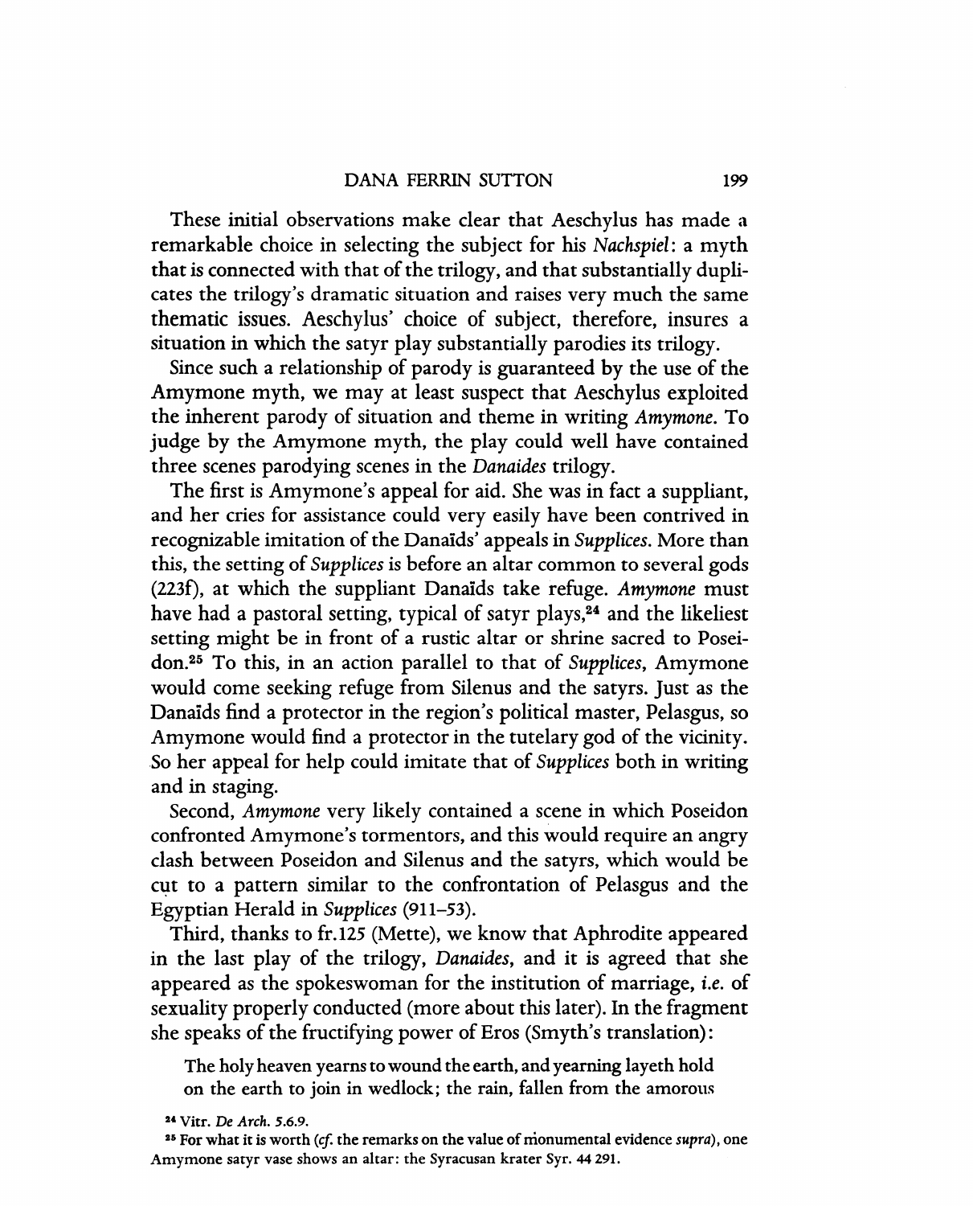These initial observations make clear that Aeschylus has made a remarkable choice in selecting the subject for his *Nachspiel*: a myth that is connected with that of the trilogy, and that substantially duplicates the trilogy's dramatic situation and raises very much the same thematic issues. Aeschylus' choice of subject, therefore, insures a situation in which the satyr play substantially parodies its trilogy.

Since such a relationship of parody is guaranteed by the use of the Amymone myth, we may at least suspect that Aeschylus exploited the inherent parody of situation and theme in writing *Amymone*. To judge by the Amymone myth, the play could well have contained three scenes parodying scenes in the *Danaides* trilogy.

The first is Amymone's appeal for aid. She was in fact a suppliant, and her cries for assistance could very easily have been contrived in recognizable imitation of the Danaïds' appeals in *Supplices*. More than this, the setting of *Supplices* is before an altar common to several gods (223f), at which the suppliant Danaïds take refuge. *Amymone* must have had a pastoral setting, typical of satyr plays,[24] and the likeliest setting might be in front of a rustic altar or shrine sacred to Poseidon.[25] To this, in an action parallel to that of *Supplices*, Amymone would come seeking refuge from Silenus and the satyrs. Just as the Danaïds find a protector in the region's political master, Pelasgus, so Amymone would find a protector in the tutelary god of the vicinity. So her appeal for help could imitate that of *Supplices* both in writing and in staging.

Second, *Amymone* very likely contained a scene in which Poseidon confronted Amymone's tormentors, and this would require an angry clash between Poseidon and Silenus and the satyrs, which would be cut to a pattern similar to the confrontation of Pelasgus and the Egyptian Herald in *Supplices* (911–53).

Third, thanks to fr.125 (Mette), we know that Aphrodite appeared in the last play of the trilogy, *Danaides*, and it is agreed that she appeared as the spokeswoman for the institution of marriage, *i.e.* of sexuality properly conducted (more about this later). In the fragment she speaks of the fructifying power of Eros (Smyth's translation):

> The holy heaven yearns to wound the earth, and yearning layeth hold on the earth to join in wedlock; the rain, fallen from the amorous

[24] Vitr. *De Arch.* 5.6.9.

[25] For what it is worth (*cf.* the remarks on the value of monumental evidence *supra*), one Amymone satyr vase shows an altar: the Syracusan krater Syr. 44 291.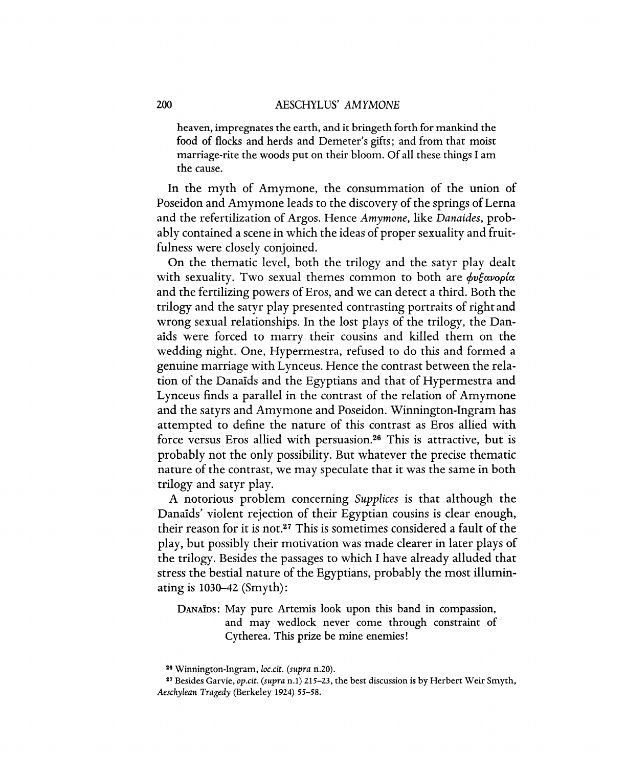heaven, impregnates the earth, and it bringeth forth for mankind the food of flocks and herds and Demeter's gifts; and from that moist marriage-rite the woods put on their bloom. Of all these things I am the cause.

In the myth of Amymone, the consummation of the union of Poseidon and Amymone leads to the discovery of the springs of Lerna and the refertilization of Argos. Hence *Amymone*, like *Danaides*, probably contained a scene in which the ideas of proper sexuality and fruitfulness were closely conjoined.

On the thematic level, both the trilogy and the satyr play dealt with sexuality. Two sexual themes common to both are φυξανορία and the fertilizing powers of Eros, and we can detect a third. Both the trilogy and the satyr play presented contrasting portraits of right and wrong sexual relationships. In the lost plays of the trilogy, the Danaïds were forced to marry their cousins and killed them on the wedding night. One, Hypermestra, refused to do this and formed a genuine marriage with Lynceus. Hence the contrast between the relation of the Danaïds and the Egyptians and that of Hypermestra and Lynceus finds a parallel in the contrast of the relation of Amymone and the satyrs and Amymone and Poseidon. Winnington-Ingram has attempted to define the nature of this contrast as Eros allied with force versus Eros allied with persuasion.[26] This is attractive, but is probably not the only possibility. But whatever the precise thematic nature of the contrast, we may speculate that it was the same in both trilogy and satyr play.

A notorious problem concerning *Supplices* is that although the Danaïds' violent rejection of their Egyptian cousins is clear enough, their reason for it is not.[27] This is sometimes considered a fault of the play, but possibly their motivation was made clearer in later plays of the trilogy. Besides the passages to which I have already alluded that stress the bestial nature of the Egyptians, probably the most illuminating is 1030–42 (Smyth):

> DANAÏDS: May pure Artemis look upon this band in compassion, and may wedlock never come through constraint of Cytherea. This prize be mine enemies!

[26] Winnington-Ingram, *loc.cit.* (*supra* n.20).

[27] Besides Garvie, *op.cit.* (*supra* n.1) 215–23, the best discussion is by Herbert Weir Smyth, *Aeschylean Tragedy* (Berkeley 1924) 55–58.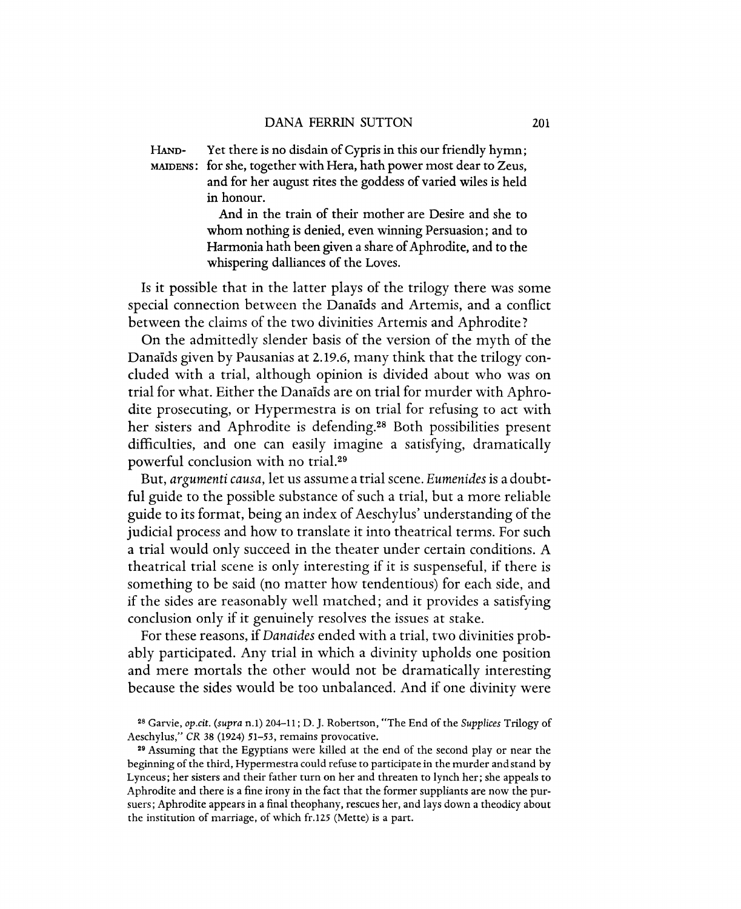HANDMAIDENS: Yet there is no disdain of Cypris in this our friendly hymn; for she, together with Hera, hath power most dear to Zeus, and for her august rites the goddess of varied wiles is held in honour.

And in the train of their mother are Desire and she to whom nothing is denied, even winning Persuasion; and to Harmonia hath been given a share of Aphrodite, and to the whispering dalliances of the Loves.

Is it possible that in the latter plays of the trilogy there was some special connection between the Danaïds and Artemis, and a conflict between the claims of the two divinities Artemis and Aphrodite?

On the admittedly slender basis of the version of the myth of the Danaïds given by Pausanias at 2.19.6, many think that the trilogy concluded with a trial, although opinion is divided about who was on trial for what. Either the Danaïds are on trial for murder with Aphrodite prosecuting, or Hypermestra is on trial for refusing to act with her sisters and Aphrodite is defending.[28] Both possibilities present difficulties, and one can easily imagine a satisfying, dramatically powerful conclusion with no trial.[29]

But, *argumenti causa*, let us assume a trial scene. *Eumenides* is a doubtful guide to the possible substance of such a trial, but a more reliable guide to its format, being an index of Aeschylus' understanding of the judicial process and how to translate it into theatrical terms. For such a trial would only succeed in the theater under certain conditions. A theatrical trial scene is only interesting if it is suspenseful, if there is something to be said (no matter how tendentious) for each side, and if the sides are reasonably well matched; and it provides a satisfying conclusion only if it genuinely resolves the issues at stake.

For these reasons, if *Danaides* ended with a trial, two divinities probably participated. Any trial in which a divinity upholds one position and mere mortals the other would not be dramatically interesting because the sides would be too unbalanced. And if one divinity were

[28] Garvie, *op.cit.* (*supra* n.1) 204–11; D. J. Robertson, "The End of the *Supplices* Trilogy of Aeschylus," *CR* 38 (1924) 51–53, remains provocative.

[29] Assuming that the Egyptians were killed at the end of the second play or near the beginning of the third, Hypermestra could refuse to participate in the murder and stand by Lynceus; her sisters and their father turn on her and threaten to lynch her; she appeals to Aphrodite and there is a fine irony in the fact that the former suppliants are now the pursuers; Aphrodite appears in a final theophany, rescues her, and lays down a theodicy about the institution of marriage, of which fr.125 (Mette) is a part.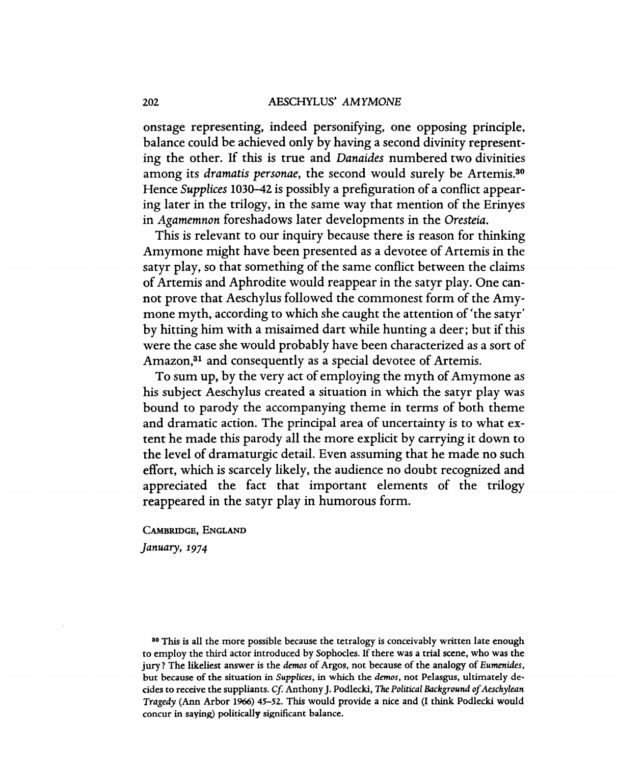onstage representing, indeed personifying, one opposing principle, balance could be achieved only by having a second divinity representing the other. If this is true and *Danaides* numbered two divinities among its *dramatis personae*, the second would surely be Artemis.[30] Hence *Supplices* 1030–42 is possibly a prefiguration of a conflict appearing later in the trilogy, in the same way that mention of the Erinyes in *Agamemnon* foreshadows later developments in the *Oresteia*.

This is relevant to our inquiry because there is reason for thinking Amymone might have been presented as a devotee of Artemis in the satyr play, so that something of the same conflict between the claims of Artemis and Aphrodite would reappear in the satyr play. One cannot prove that Aeschylus followed the commonest form of the Amymone myth, according to which she caught the attention of 'the satyr' by hitting him with a misaimed dart while hunting a deer; but if this were the case she would probably have been characterized as a sort of Amazon,[31] and consequently as a special devotee of Artemis.

To sum up, by the very act of employing the myth of Amymone as his subject Aeschylus created a situation in which the satyr play was bound to parody the accompanying theme in terms of both theme and dramatic action. The principal area of uncertainty is to what extent he made this parody all the more explicit by carrying it down to the level of dramaturgic detail. Even assuming that he made no such effort, which is scarcely likely, the audience no doubt recognized and appreciated the fact that important elements of the trilogy reappeared in the satyr play in humorous form.

CAMBRIDGE, ENGLAND
*January, 1974*

[30] This is all the more possible because the tetralogy is conceivably written late enough to employ the third actor introduced by Sophocles. If there was a trial scene, who was the jury? The likeliest answer is the *demos* of Argos, not because of the analogy of *Eumenides*, but because of the situation in *Supplices*, in which the *demos*, not Pelasgus, ultimately decides to receive the suppliants. *Cf.* Anthony J. Podlecki, *The Political Background of Aeschylean Tragedy* (Ann Arbor 1966) 45–52. This would provide a nice and (I think Podlecki would concur in saying) politically significant balance.